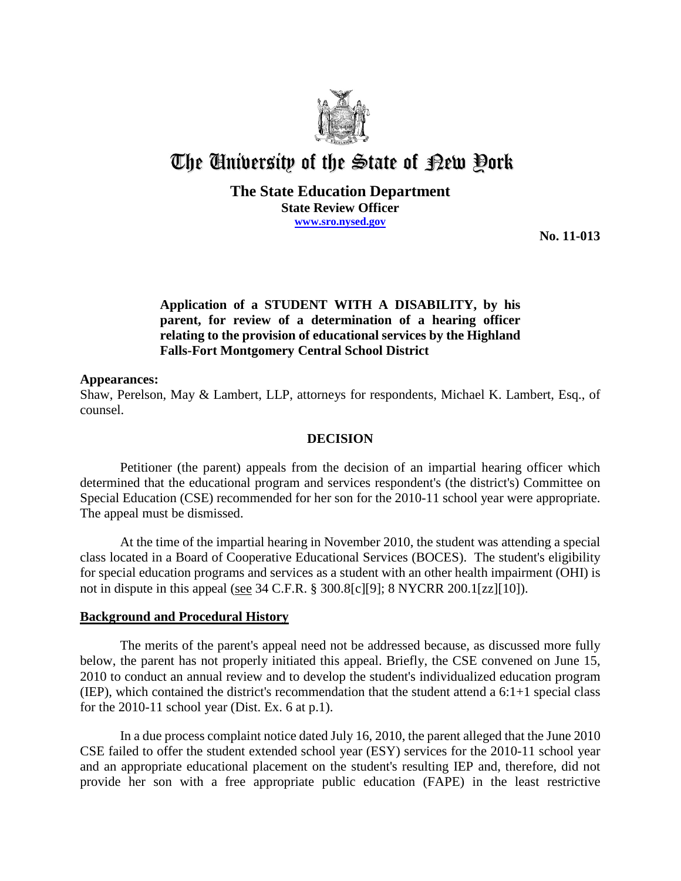# The University of the State of New York

**The State Education Department**
**State Review Officer**
**www.sro.nysed.gov**

**No. 11-013**

**Application of a STUDENT WITH A DISABILITY, by his parent, for review of a determination of a hearing officer relating to the provision of educational services by the Highland Falls-Fort Montgomery Central School District**

**Appearances:**
Shaw, Perelson, May & Lambert, LLP, attorneys for respondents, Michael K. Lambert, Esq., of counsel.

## DECISION

Petitioner (the parent) appeals from the decision of an impartial hearing officer which determined that the educational program and services respondent's (the district's) Committee on Special Education (CSE) recommended for her son for the 2010-11 school year were appropriate. The appeal must be dismissed.

At the time of the impartial hearing in November 2010, the student was attending a special class located in a Board of Cooperative Educational Services (BOCES). The student's eligibility for special education programs and services as a student with an other health impairment (OHI) is not in dispute in this appeal (see 34 C.F.R. § 300.8[c][9]; 8 NYCRR 200.1[zz][10]).

## Background and Procedural History

The merits of the parent's appeal need not be addressed because, as discussed more fully below, the parent has not properly initiated this appeal. Briefly, the CSE convened on June 15, 2010 to conduct an annual review and to develop the student's individualized education program (IEP), which contained the district's recommendation that the student attend a 6:1+1 special class for the 2010-11 school year (Dist. Ex. 6 at p.1).

In a due process complaint notice dated July 16, 2010, the parent alleged that the June 2010 CSE failed to offer the student extended school year (ESY) services for the 2010-11 school year and an appropriate educational placement on the student's resulting IEP and, therefore, did not provide her son with a free appropriate public education (FAPE) in the least restrictive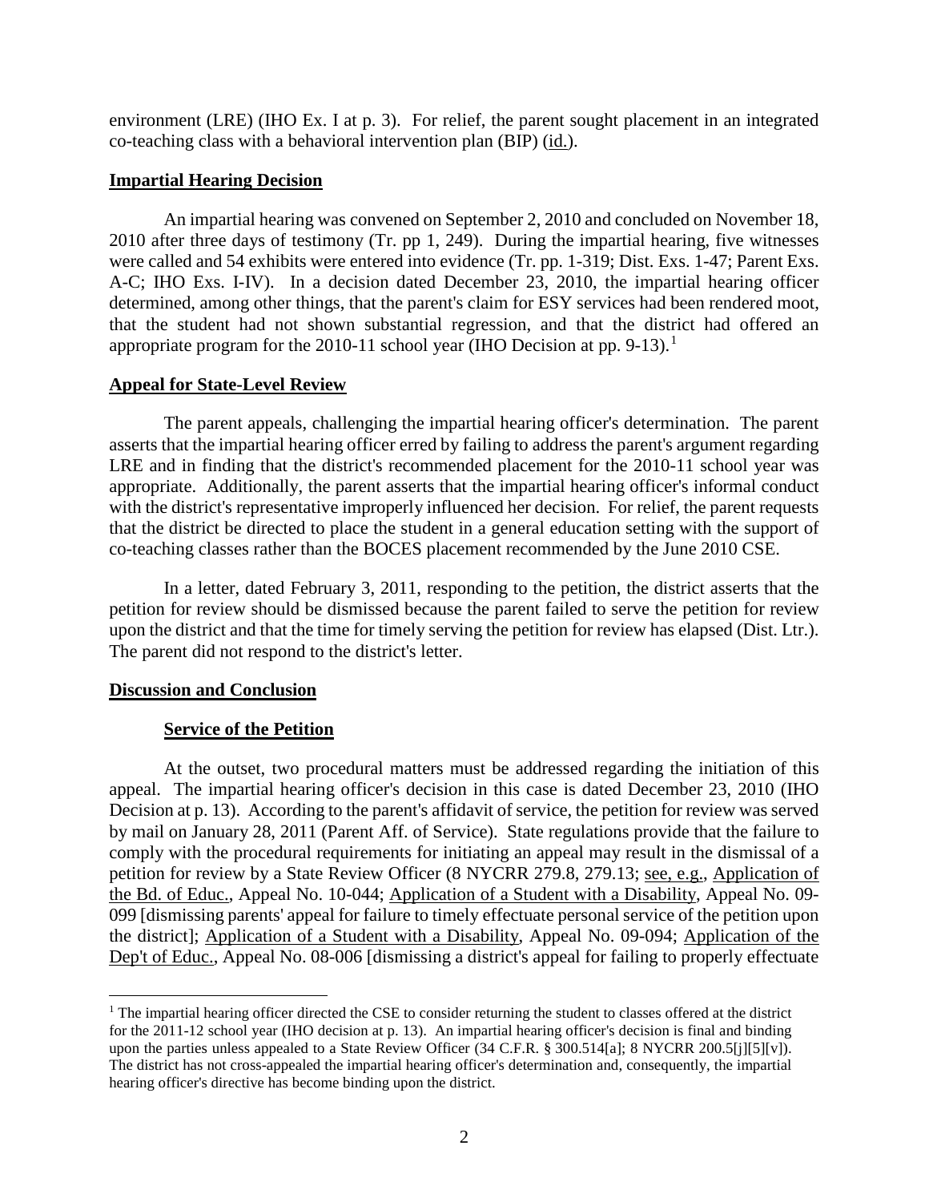environment (LRE) (IHO Ex. I at p. 3). For relief, the parent sought placement in an integrated co-teaching class with a behavioral intervention plan (BIP) (id.).

## Impartial Hearing Decision

An impartial hearing was convened on September 2, 2010 and concluded on November 18, 2010 after three days of testimony (Tr. pp 1, 249). During the impartial hearing, five witnesses were called and 54 exhibits were entered into evidence (Tr. pp. 1-319; Dist. Exs. 1-47; Parent Exs. A-C; IHO Exs. I-IV). In a decision dated December 23, 2010, the impartial hearing officer determined, among other things, that the parent's claim for ESY services had been rendered moot, that the student had not shown substantial regression, and that the district had offered an appropriate program for the 2010-11 school year (IHO Decision at pp. 9-13).[1]

## Appeal for State-Level Review

The parent appeals, challenging the impartial hearing officer's determination. The parent asserts that the impartial hearing officer erred by failing to address the parent's argument regarding LRE and in finding that the district's recommended placement for the 2010-11 school year was appropriate. Additionally, the parent asserts that the impartial hearing officer's informal conduct with the district's representative improperly influenced her decision. For relief, the parent requests that the district be directed to place the student in a general education setting with the support of co-teaching classes rather than the BOCES placement recommended by the June 2010 CSE.

In a letter, dated February 3, 2011, responding to the petition, the district asserts that the petition for review should be dismissed because the parent failed to serve the petition for review upon the district and that the time for timely serving the petition for review has elapsed (Dist. Ltr.). The parent did not respond to the district's letter.

## Discussion and Conclusion

### Service of the Petition

At the outset, two procedural matters must be addressed regarding the initiation of this appeal. The impartial hearing officer's decision in this case is dated December 23, 2010 (IHO Decision at p. 13). According to the parent's affidavit of service, the petition for review was served by mail on January 28, 2011 (Parent Aff. of Service). State regulations provide that the failure to comply with the procedural requirements for initiating an appeal may result in the dismissal of a petition for review by a State Review Officer (8 NYCRR 279.8, 279.13; see, e.g., Application of the Bd. of Educ., Appeal No. 10-044; Application of a Student with a Disability, Appeal No. 09-099 [dismissing parents' appeal for failure to timely effectuate personal service of the petition upon the district]; Application of a Student with a Disability, Appeal No. 09-094; Application of the Dep't of Educ., Appeal No. 08-006 [dismissing a district's appeal for failing to properly effectuate

---

[1] The impartial hearing officer directed the CSE to consider returning the student to classes offered at the district for the 2011-12 school year (IHO decision at p. 13). An impartial hearing officer's decision is final and binding upon the parties unless appealed to a State Review Officer (34 C.F.R. § 300.514[a]; 8 NYCRR 200.5[j][5][v]). The district has not cross-appealed the impartial hearing officer's determination and, consequently, the impartial hearing officer's directive has become binding upon the district.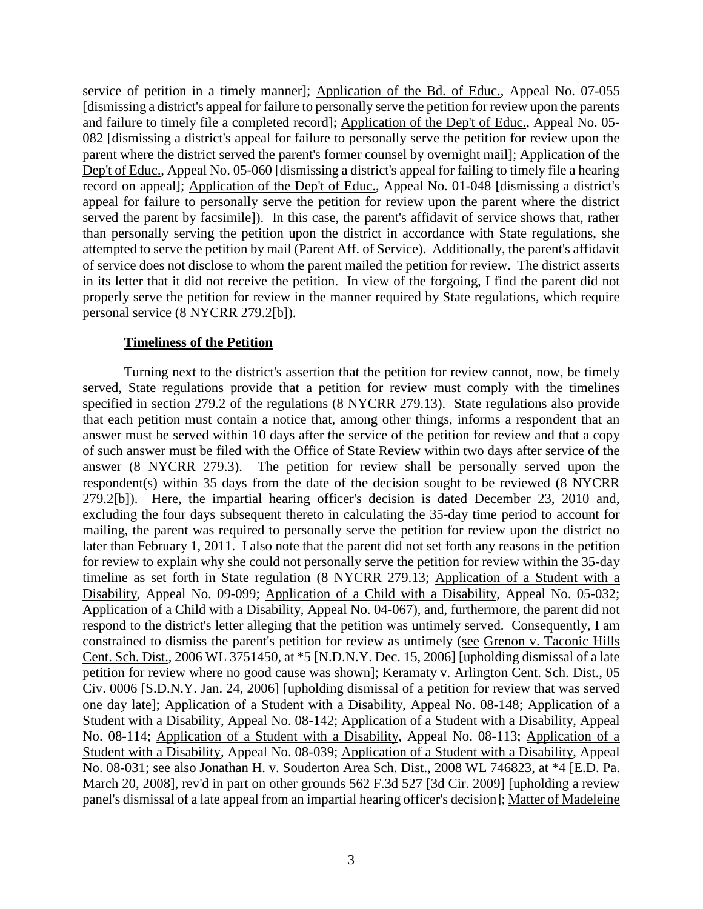service of petition in a timely manner]; Application of the Bd. of Educ., Appeal No. 07-055 [dismissing a district's appeal for failure to personally serve the petition for review upon the parents and failure to timely file a completed record]; Application of the Dep't of Educ., Appeal No. 05-082 [dismissing a district's appeal for failure to personally serve the petition for review upon the parent where the district served the parent's former counsel by overnight mail]; Application of the Dep't of Educ., Appeal No. 05-060 [dismissing a district's appeal for failing to timely file a hearing record on appeal]; Application of the Dep't of Educ., Appeal No. 01-048 [dismissing a district's appeal for failure to personally serve the petition for review upon the parent where the district served the parent by facsimile]). In this case, the parent's affidavit of service shows that, rather than personally serving the petition upon the district in accordance with State regulations, she attempted to serve the petition by mail (Parent Aff. of Service). Additionally, the parent's affidavit of service does not disclose to whom the parent mailed the petition for review. The district asserts in its letter that it did not receive the petition. In view of the forgoing, I find the parent did not properly serve the petition for review in the manner required by State regulations, which require personal service (8 NYCRR 279.2[b]).

**Timeliness of the Petition**

Turning next to the district's assertion that the petition for review cannot, now, be timely served, State regulations provide that a petition for review must comply with the timelines specified in section 279.2 of the regulations (8 NYCRR 279.13). State regulations also provide that each petition must contain a notice that, among other things, informs a respondent that an answer must be served within 10 days after the service of the petition for review and that a copy of such answer must be filed with the Office of State Review within two days after service of the answer (8 NYCRR 279.3). The petition for review shall be personally served upon the respondent(s) within 35 days from the date of the decision sought to be reviewed (8 NYCRR 279.2[b]). Here, the impartial hearing officer's decision is dated December 23, 2010 and, excluding the four days subsequent thereto in calculating the 35-day time period to account for mailing, the parent was required to personally serve the petition for review upon the district no later than February 1, 2011. I also note that the parent did not set forth any reasons in the petition for review to explain why she could not personally serve the petition for review within the 35-day timeline as set forth in State regulation (8 NYCRR 279.13; Application of a Student with a Disability, Appeal No. 09-099; Application of a Child with a Disability, Appeal No. 05-032; Application of a Child with a Disability, Appeal No. 04-067), and, furthermore, the parent did not respond to the district's letter alleging that the petition was untimely served. Consequently, I am constrained to dismiss the parent's petition for review as untimely (see Grenon v. Taconic Hills Cent. Sch. Dist., 2006 WL 3751450, at *5 [N.D.N.Y. Dec. 15, 2006] [upholding dismissal of a late petition for review where no good cause was shown]; Keramaty v. Arlington Cent. Sch. Dist., 05 Civ. 0006 [S.D.N.Y. Jan. 24, 2006] [upholding dismissal of a petition for review that was served one day late]; Application of a Student with a Disability, Appeal No. 08-148; Application of a Student with a Disability, Appeal No. 08-142; Application of a Student with a Disability, Appeal No. 08-114; Application of a Student with a Disability, Appeal No. 08-113; Application of a Student with a Disability, Appeal No. 08-039; Application of a Student with a Disability, Appeal No. 08-031; see also Jonathan H. v. Souderton Area Sch. Dist., 2008 WL 746823, at *4 [E.D. Pa. March 20, 2008], rev'd in part on other grounds 562 F.3d 527 [3d Cir. 2009] [upholding a review panel's dismissal of a late appeal from an impartial hearing officer's decision]; Matter of Madeleine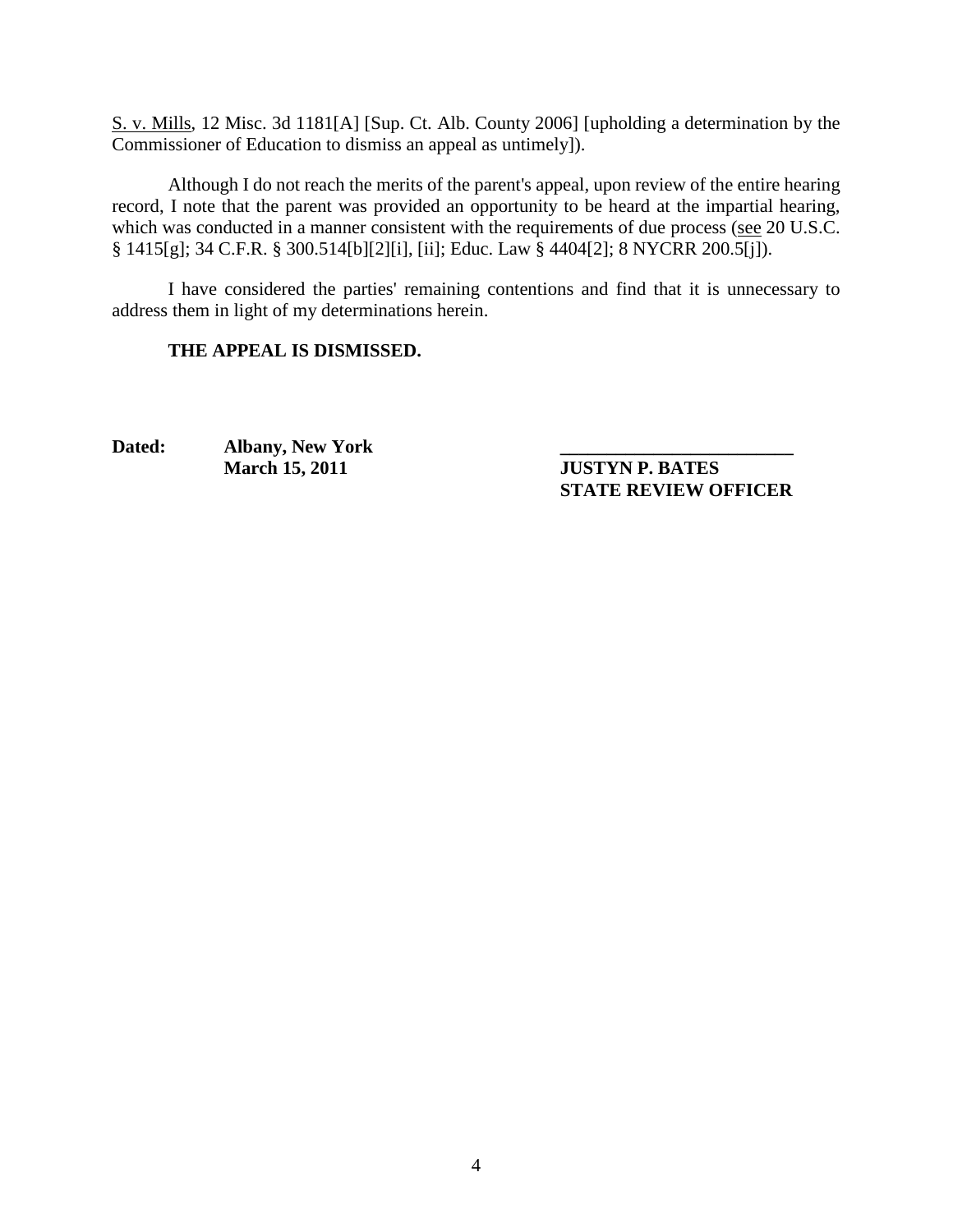S. v. Mills, 12 Misc. 3d 1181[A] [Sup. Ct. Alb. County 2006] [upholding a determination by the Commissioner of Education to dismiss an appeal as untimely]).

Although I do not reach the merits of the parent's appeal, upon review of the entire hearing record, I note that the parent was provided an opportunity to be heard at the impartial hearing, which was conducted in a manner consistent with the requirements of due process (see 20 U.S.C. § 1415[g]; 34 C.F.R. § 300.514[b][2][i], [ii]; Educ. Law § 4404[2]; 8 NYCRR 200.5[j]).

I have considered the parties' remaining contentions and find that it is unnecessary to address them in light of my determinations herein.

**THE APPEAL IS DISMISSED.**

**Dated:** **Albany, New York**
**March 15, 2011**

**JUSTYN P. BATES**
**STATE REVIEW OFFICER**